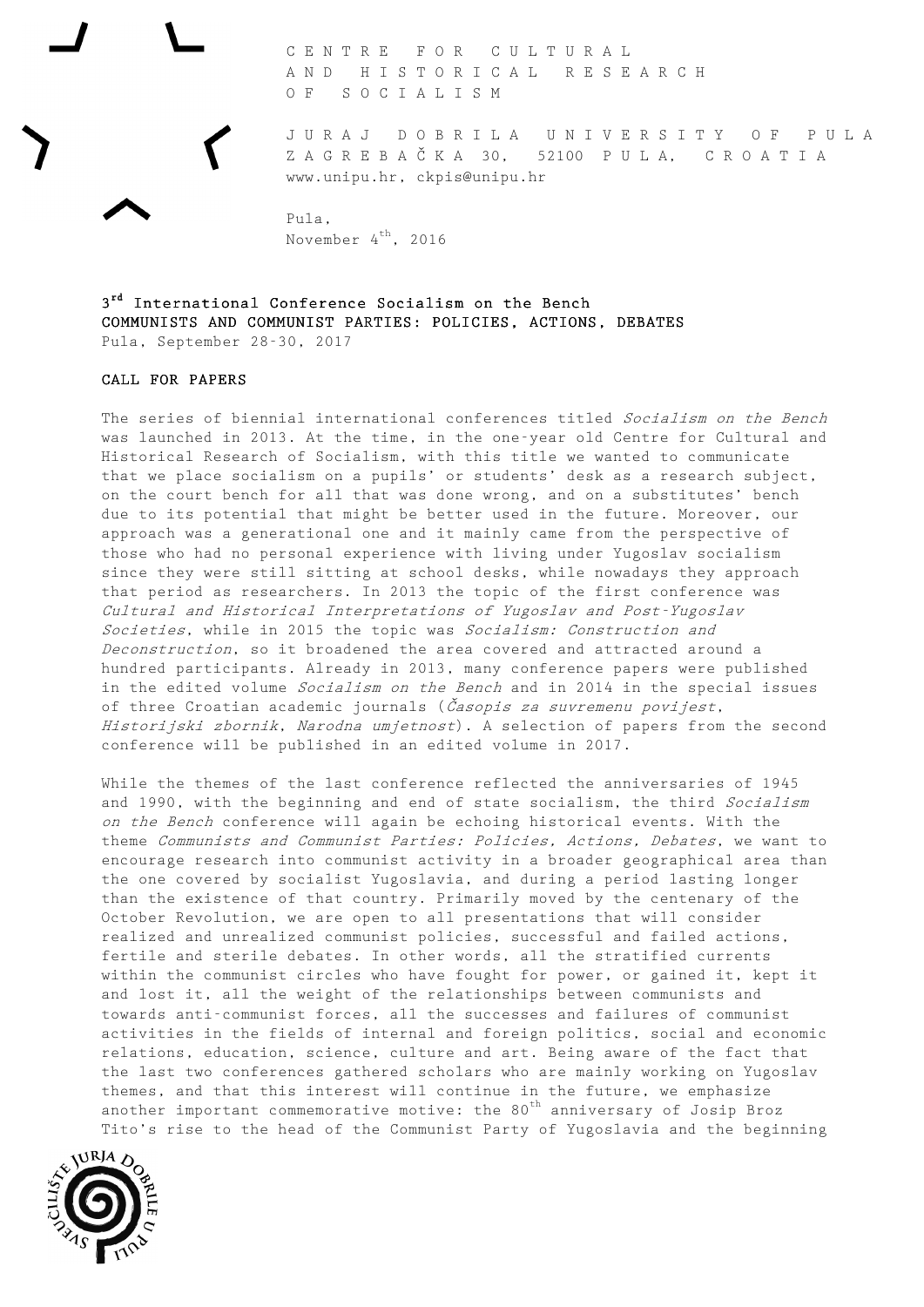CENTRE FOR CULTURAL AND HISTORICAL RESEARCH OF SOCIALISM

JURAJ DOBRILA UNIVERSITY OF PULA
ZAGREBAČKA 30, 52100 PULA, CROATIA
www.unipu.hr, ckpis@unipu.hr

Pula,
November 4th, 2016

**3rd International Conference Socialism on the Bench**
**COMMUNISTS AND COMMUNIST PARTIES: POLICIES, ACTIONS, DEBATES**
Pula, September 28-30, 2017

**CALL FOR PAPERS**

The series of biennial international conferences titled *Socialism on the Bench* was launched in 2013. At the time, in the one-year old Centre for Cultural and Historical Research of Socialism, with this title we wanted to communicate that we place socialism on a pupils' or students' desk as a research subject, on the court bench for all that was done wrong, and on a substitutes' bench due to its potential that might be better used in the future. Moreover, our approach was a generational one and it mainly came from the perspective of those who had no personal experience with living under Yugoslav socialism since they were still sitting at school desks, while nowadays they approach that period as researchers. In 2013 the topic of the first conference was *Cultural and Historical Interpretations of Yugoslav and Post-Yugoslav Societies*, while in 2015 the topic was *Socialism: Construction and Deconstruction*, so it broadened the area covered and attracted around a hundred participants. Already in 2013, many conference papers were published in the edited volume *Socialism on the Bench* and in 2014 in the special issues of three Croatian academic journals (*Časopis za suvremenu povijest*, *Historijski zbornik*, *Narodna umjetnost*). A selection of papers from the second conference will be published in an edited volume in 2017.

While the themes of the last conference reflected the anniversaries of 1945 and 1990, with the beginning and end of state socialism, the third *Socialism on the Bench* conference will again be echoing historical events. With the theme *Communists and Communist Parties: Policies, Actions, Debates*, we want to encourage research into communist activity in a broader geographical area than the one covered by socialist Yugoslavia, and during a period lasting longer than the existence of that country. Primarily moved by the centenary of the October Revolution, we are open to all presentations that will consider realized and unrealized communist policies, successful and failed actions, fertile and sterile debates. In other words, all the stratified currents within the communist circles who have fought for power, or gained it, kept it and lost it, all the weight of the relationships between communists and towards anti-communist forces, all the successes and failures of communist activities in the fields of internal and foreign politics, social and economic relations, education, science, culture and art. Being aware of the fact that the last two conferences gathered scholars who are mainly working on Yugoslav themes, and that this interest will continue in the future, we emphasize another important commemorative motive: the 80th anniversary of Josip Broz Tito's rise to the head of the Communist Party of Yugoslavia and the beginning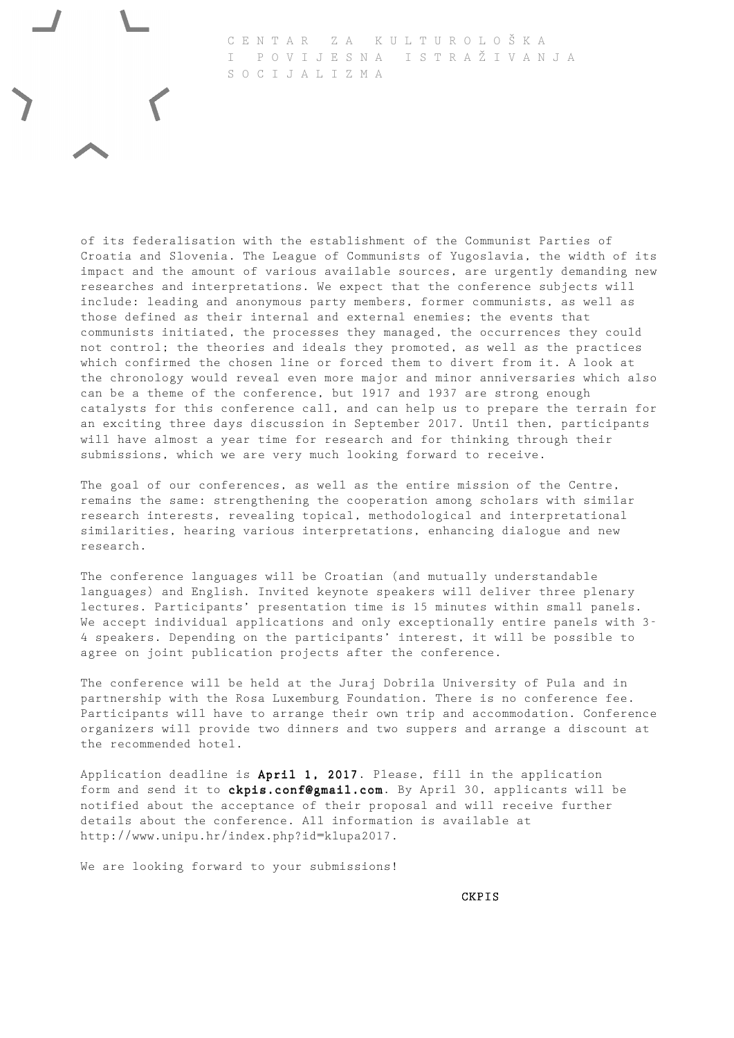of its federalisation with the establishment of the Communist Parties of Croatia and Slovenia. The League of Communists of Yugoslavia, the width of its impact and the amount of various available sources, are urgently demanding new researches and interpretations. We expect that the conference subjects will include: leading and anonymous party members, former communists, as well as those defined as their internal and external enemies; the events that communists initiated, the processes they managed, the occurrences they could not control; the theories and ideals they promoted, as well as the practices which confirmed the chosen line or forced them to divert from it. A look at the chronology would reveal even more major and minor anniversaries which also can be a theme of the conference, but 1917 and 1937 are strong enough catalysts for this conference call, and can help us to prepare the terrain for an exciting three days discussion in September 2017. Until then, participants will have almost a year time for research and for thinking through their submissions, which we are very much looking forward to receive.

The goal of our conferences, as well as the entire mission of the Centre, remains the same: strengthening the cooperation among scholars with similar research interests, revealing topical, methodological and interpretational similarities, hearing various interpretations, enhancing dialogue and new research.

The conference languages will be Croatian (and mutually understandable languages) and English. Invited keynote speakers will deliver three plenary lectures. Participants' presentation time is 15 minutes within small panels. We accept individual applications and only exceptionally entire panels with 3-4 speakers. Depending on the participants' interest, it will be possible to agree on joint publication projects after the conference.

The conference will be held at the Juraj Dobrila University of Pula and in partnership with the Rosa Luxemburg Foundation. There is no conference fee. Participants will have to arrange their own trip and accommodation. Conference organizers will provide two dinners and two suppers and arrange a discount at the recommended hotel.

Application deadline is **April 1, 2017**. Please, fill in the application form and send it to **ckpis.conf@gmail.com**. By April 30, applicants will be notified about the acceptance of their proposal and will receive further details about the conference. All information is available at http://www.unipu.hr/index.php?id=klupa2017.

We are looking forward to your submissions!

CKPIS